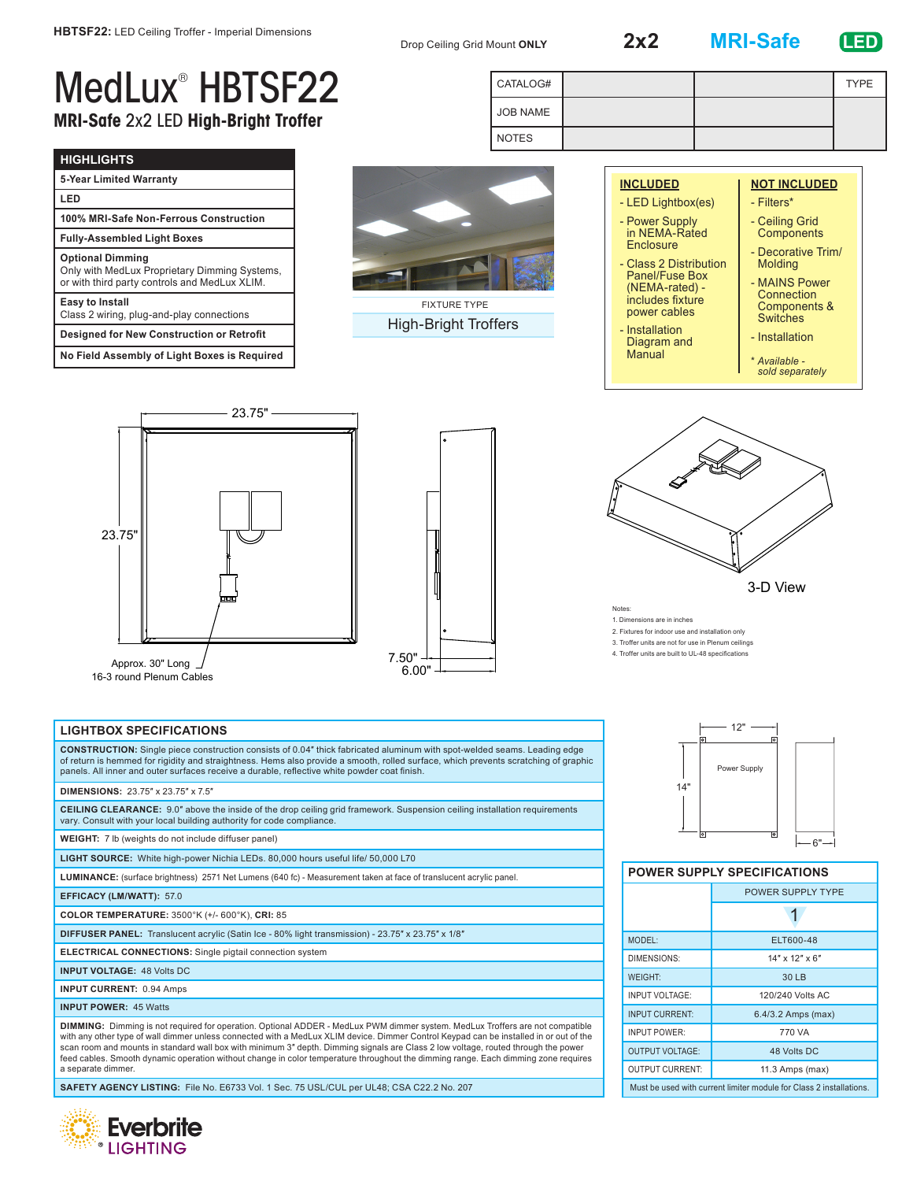**HBTSF22:** LED Ceiling Troffer - Imperial Dimensions

Drop Ceiling Grid Mount **ONLY**

**2x2** **MRI-Safe** **LED**

# MedLux® HBTSF22

## MRI-Safe 2x2 LED High-Bright Troffer

| CATALOG# | | | TYPE |
|---|---|---|---|
| JOB NAME | | | |
| NOTES | | | |

| HIGHLIGHTS |
|---|
| **5-Year Limited Warranty** |
| **LED** |
| **100% MRI-Safe Non-Ferrous Construction** |
| **Fully-Assembled Light Boxes** |
| **Optional Dimming** Only with MedLux Proprietary Dimming Systems, or with third party controls and MedLux XLIM. |
| **Easy to Install** Class 2 wiring, plug-and-play connections |
| **Designed for New Construction or Retrofit** |
| **No Field Assembly of Light Boxes is Required** |

FIXTURE TYPE

High-Bright Troffers

**INCLUDED**
- LED Lightbox(es)
- Power Supply in NEMA-Rated Enclosure
- Class 2 Distribution Panel/Fuse Box (NEMA-rated) - includes fixture power cables
- Installation Diagram and Manual

**NOT INCLUDED**
- Filters*
- Ceiling Grid Components
- Decorative Trim/ Molding
- MAINS Power Connection Components & Switches
- Installation

*\* Available - sold separately*

23.75"

23.75"

Approx. 30" Long 16-3 round Plenum Cables

7.50"

6.00"

3-D View

Notes:
1. Dimensions are in inches
2. Fixtures for indoor use and installation only
3. Troffer units are not for use in Plenum ceilings
4. Troffer units are built to UL-48 specifications

## LIGHTBOX SPECIFICATIONS

**CONSTRUCTION:** Single piece construction consists of 0.04" thick fabricated aluminum with spot-welded seams. Leading edge of return is hemmed for rigidity and straightness. Hems also provide a smooth, rolled surface, which prevents scratching of graphic panels. All inner and outer surfaces receive a durable, reflective white powder coat finish.

**DIMENSIONS:** 23.75" x 23.75" x 7.5"

**CEILING CLEARANCE:** 9.0" above the inside of the drop ceiling grid framework. Suspension ceiling installation requirements vary. Consult with your local building authority for code compliance.

**WEIGHT:** 7 lb (weights do not include diffuser panel)

**LIGHT SOURCE:** White high-power Nichia LEDs. 80,000 hours useful life/ 50,000 L70

**LUMINANCE:** (surface brightness) 2571 Net Lumens (640 fc) - Measurement taken at face of translucent acrylic panel.

**EFFICACY (LM/WATT):** 57.0

**COLOR TEMPERATURE:** 3500°K (+/- 600°K), **CRI:** 85

**DIFFUSER PANEL:** Translucent acrylic (Satin Ice - 80% light transmission) - 23.75" x 23.75" x 1/8"

**ELECTRICAL CONNECTIONS:** Single pigtail connection system

**INPUT VOLTAGE:** 48 Volts DC

**INPUT CURRENT:** 0.94 Amps

**INPUT POWER:** 45 Watts

**DIMMING:** Dimming is not required for operation. Optional ADDER - MedLux PWM dimmer system. MedLux Troffers are not compatible with any other type of wall dimmer unless connected with a MedLux XLIM device. Dimmer Control Keypad can be installed in or out of the scan room and mounts in standard wall box with minimum 3" depth. Dimming signals are Class 2 low voltage, routed through the power feed cables. Smooth dynamic operation without change in color temperature throughout the dimming range. Each dimming zone requires a separate dimmer.

**SAFETY AGENCY LISTING:** File No. E6733 Vol. 1 Sec. 75 USL/CUL per UL48; CSA C22.2 No. 207

12"

14"

Power Supply

6"

## POWER SUPPLY SPECIFICATIONS

| | POWER SUPPLY TYPE |
|---|---|
| | 1 |
| MODEL: | ELT600-48 |
| DIMENSIONS: | 14" x 12" x 6" |
| WEIGHT: | 30 LB |
| INPUT VOLTAGE: | 120/240 Volts AC |
| INPUT CURRENT: | 6.4/3.2 Amps (max) |
| INPUT POWER: | 770 VA |
| OUTPUT VOLTAGE: | 48 Volts DC |
| OUTPUT CURRENT: | 11.3 Amps (max) |

Must be used with current limiter module for Class 2 installations.

Everbrite® LIGHTING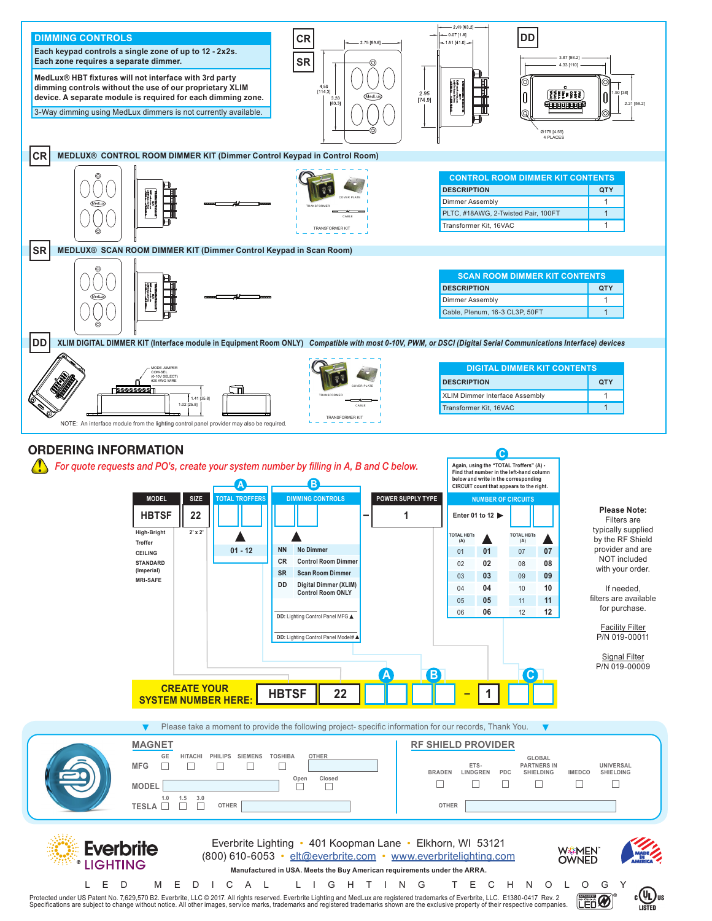## DIMMING CONTROLS

Each keypad controls a single zone of up to 12 - 2x2s.
Each zone requires a separate dimmer.

MedLux® HBT fixtures will not interface with 3rd party dimming controls without the use of our proprietary XLIM device. A separate module is required for each dimming zone.

3-Way dimming using MedLux dimmers is not currently available.

CR

SR

DD

2.75 [69.8]

4.50 [114.3]

3.28 [83.3]

2.49 [63.2]

0.07 [1.8]

1.61 [41.0]

2.95 [74.9]

3.87 [98.2]

4.33 [110]

1.50 [38]

2.21 [56.2]

Ø.179 [4.55] 4 PLACES

## CR MEDLUX® CONTROL ROOM DIMMER KIT (Dimmer Control Keypad in Control Room)

TRANSFORMER KIT

| CONTROL ROOM DIMMER KIT CONTENTS | |
|---|---|
| DESCRIPTION | QTY |
| Dimmer Assembly | 1 |
| PLTC, #18AWG, 2-Twisted Pair, 100FT | 1 |
| Transformer Kit, 16VAC | 1 |

## SR MEDLUX® SCAN ROOM DIMMER KIT (Dimmer Control Keypad in Scan Room)

| SCAN ROOM DIMMER KIT CONTENTS | |
|---|---|
| DESCRIPTION | QTY |
| Dimmer Assembly | 1 |
| Cable, Plenum, 16-3 CL3P, 50FT | 1 |

## DD XLIM DIGITAL DIMMER KIT (Interface module in Equipment Room ONLY) *Compatible with most 0-10V, PWM, or DSCI (Digital Serial Communications Interface) devices*

MODE JUMPER COM-SEL (0-10V SELECT) #20 AWG WIRE

1.41 [35.8]

1.02 [25.8]

TRANSFORMER KIT

| DIGITAL DIMMER KIT CONTENTS | |
|---|---|
| DESCRIPTION | QTY |
| XLIM Dimmer Interface Assembly | 1 |
| Transformer Kit, 16VAC | 1 |

NOTE: An interface module from the lighting control panel provider may also be required.

## ORDERING INFORMATION

*For quote requests and PO's, create your system number by filling in A, B and C below.*

| MODEL | SIZE | A: TOTAL TROFFERS | B: DIMMING CONTROLS | | POWER SUPPLY TYPE | C: NUMBER OF CIRCUITS |
|---|---|---|---|---|---|---|
| HBTSF | 22 | ☐☐ | ☐☐ | – | 1 | Enter 01 to 12 ▶ ☐☐ |
| High-Bright Troffer CEILING STANDARD (Imperial) MRI-SAFE | 2' x 2' | 01 - 12 | NN No Dimmer; CR Control Room Dimmer; SR Scan Room Dimmer; DD Digital Dimmer (XLIM) Control Room ONLY | | | |

DD: Lighting Control Panel MFG ▲

DD: Lighting Control Panel Model# ▲

Again, using the "TOTAL Troffers" (A) - Find that number in the left-hand column below and write in the corresponding CIRCUIT count that appears to the right.

| TOTAL HBTs (A) | Circuits | TOTAL HBTs (A) | Circuits |
|---|---|---|---|
| 01 | 01 | 07 | 07 |
| 02 | 02 | 08 | 08 |
| 03 | 03 | 09 | 09 |
| 04 | 04 | 10 | 10 |
| 05 | 05 | 11 | 11 |
| 06 | 06 | 12 | 12 |

**Please Note:**
Filters are typically supplied by the RF Shield provider and are NOT included with your order.

If needed, filters are available for purchase.

Facility Filter
P/N 019-00011

Signal Filter
P/N 019-00009

**CREATE YOUR SYSTEM NUMBER HERE:** HBTSF 22 [A] [B] – 1 [C]

Please take a moment to provide the following project- specific information for our records, Thank You.

**MAGNET**

MFG: ☐ GE ☐ HITACHI ☐ PHILIPS ☐ SIEMENS ☐ TOSHIBA OTHER ____

MODEL ____ ☐ Open ☐ Closed

TESLA ☐ 1.0 ☐ 1.5 ☐ 3.0 OTHER ____

**RF SHIELD PROVIDER**

☐ BRADEN ☐ ETS-LINDGREN ☐ PDC ☐ GLOBAL PARTNERS IN SHIELDING ☐ IMEDCO ☐ UNIVERSAL SHIELDING

OTHER ____

Everbrite Lighting • 401 Koopman Lane • Elkhorn, WI 53121
(800) 610-6053 • elt@everbrite.com • www.everbritelighting.com

Manufactured in USA. Meets the Buy American requirements under the ARRA.

L E D M E D I C A L L I G H T I N G T E C H N O L O G Y

Protected under US Patent No. 7,629,570 B2. Everbrite, LLC © 2017. All rights reserved. Everbrite Lighting and MedLux are registered trademarks of Everbrite, LLC. E1380-0417 Rev. 2
Specifications are subject to change without notice. All other images, service marks, trademarks and registered trademarks shown are the exclusive property of their respective companies.